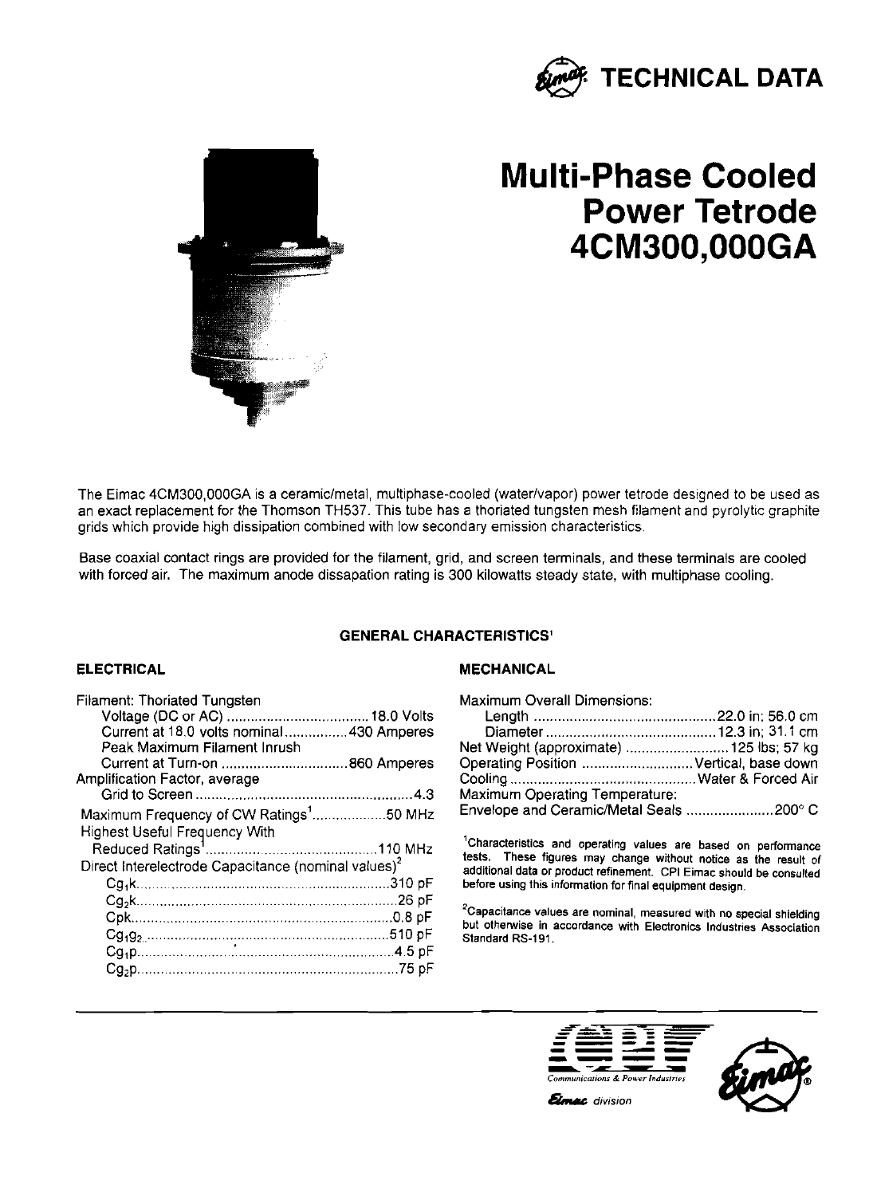# TECHNICAL DATA

# Multi-Phase Cooled Power Tetrode 4CM300,000GA

The Eimac 4CM300,000GA is a ceramic/metal, multiphase-cooled (water/vapor) power tetrode designed to be used as an exact replacement for the Thomson TH537. This tube has a thoriated tungsten mesh filament and pyrolytic graphite grids which provide high dissipation combined with low secondary emission characteristics.

Base coaxial contact rings are provided for the filament, grid, and screen terminals, and these terminals are cooled with forced air. The maximum anode dissapation rating is 300 kilowatts steady state, with multiphase cooling.

## GENERAL CHARACTERISTICS[1]

### ELECTRICAL

Filament: Thoriated Tungsten
- Voltage (DC or AC) .......... 18.0 Volts
- Current at 18.0 volts nominal .......... 430 Amperes
- Peak Maximum Filament Inrush Current at Turn-on .......... 860 Amperes

Amplification Factor, average
- Grid to Screen .......... 4.3

Maximum Frequency of CW Ratings[1] .......... 50 MHz

Highest Useful Frequency With Reduced Ratings[1] .......... 110 MHz

Direct Interelectrode Capacitance (nominal values)[2]
- $C_{g_1k}$ .......... 310 pF
- $C_{g_2k}$ .......... 26 pF
- $C_{pk}$ .......... 0.8 pF
- $C_{g_1g_2}$ .......... 510 pF
- $C_{g_1p}$ .......... 4.5 pF
- $C_{g_2p}$ .......... 75 pF

### MECHANICAL

Maximum Overall Dimensions:
- Length .......... 22.0 in; 56.0 cm
- Diameter .......... 12.3 in; 31.1 cm

Net Weight (approximate) .......... 125 lbs; 57 kg

Operating Position .......... Vertical, base down

Cooling .......... Water & Forced Air

Maximum Operating Temperature:

Envelope and Ceramic/Metal Seals .......... 200° C

[1]Characteristics and operating values are based on performance tests. These figures may change without notice as the result of additional data or product refinement. CPI Eimac should be consulted before using this information for final equipment design.

[2]Capacitance values are nominal, measured with no special shielding but otherwise in accordance with Electronics Industries Association Standard RS-191.

CPI Communications & Power Industries

Eimac division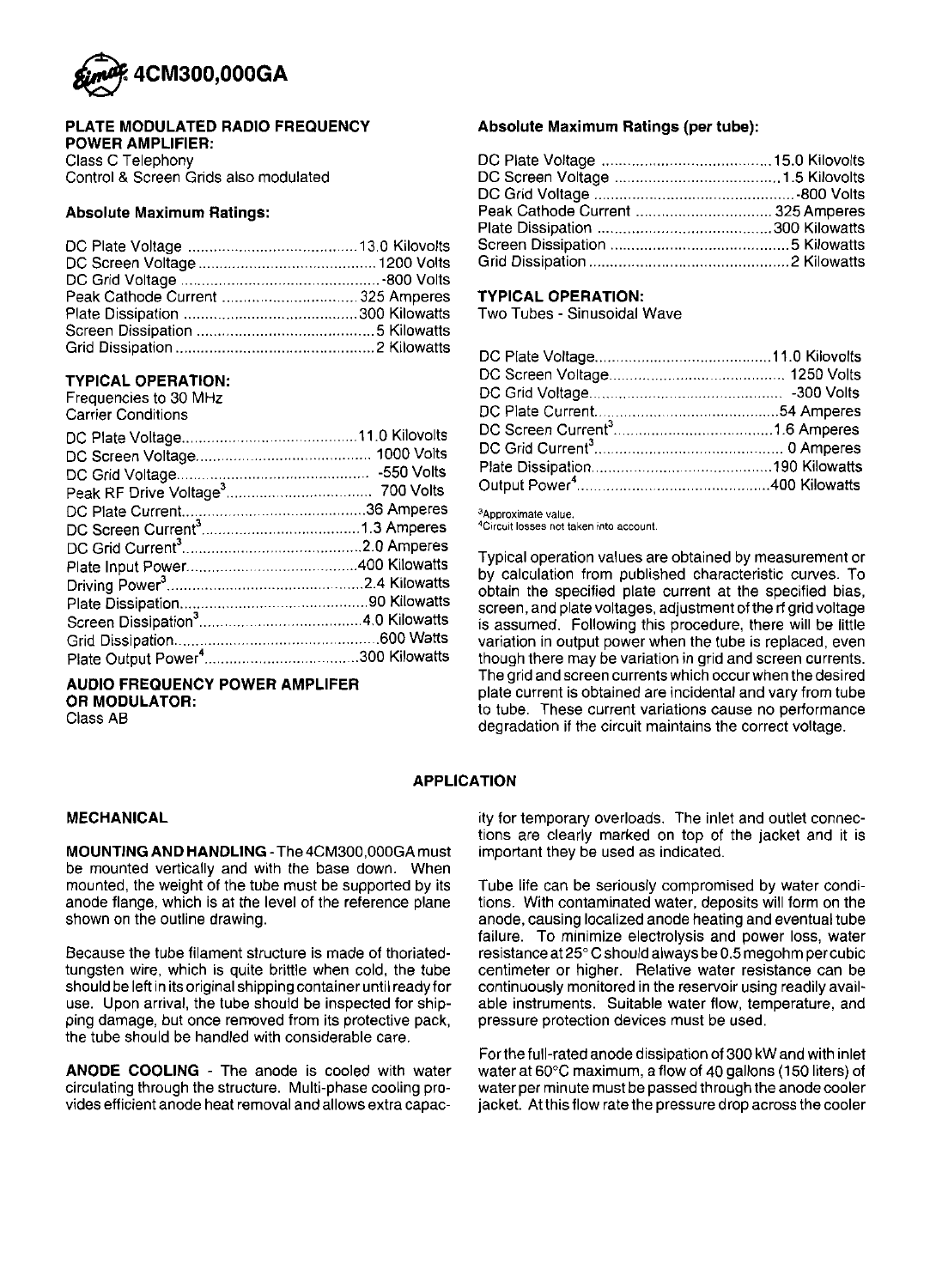# 4CM300,000GA

**PLATE MODULATED RADIO FREQUENCY POWER AMPLIFIER:**
Class C Telephony
Control & Screen Grids also modulated

**Absolute Maximum Ratings:**

| | |
|---|---|
| DC Plate Voltage | 13.0 Kilovolts |
| DC Screen Voltage | 1200 Volts |
| DC Grid Voltage | -800 Volts |
| Peak Cathode Current | 325 Amperes |
| Plate Dissipation | 300 Kilowatts |
| Screen Dissipation | 5 Kilowatts |
| Grid Dissipation | 2 Kilowatts |

**TYPICAL OPERATION:**
Frequencies to 30 MHz
Carrier Conditions

| | |
|---|---|
| DC Plate Voltage | 11.0 Kilovolts |
| DC Screen Voltage | 1000 Volts |
| DC Grid Voltage | -550 Volts |
| Peak RF Drive Voltage[3] | 700 Volts |
| DC Plate Current | 36 Amperes |
| DC Screen Current[3] | 1.3 Amperes |
| DC Grid Current[3] | 2.0 Amperes |
| Plate Input Power | 400 Kilowatts |
| Driving Power[3] | 2.4 Kilowatts |
| Plate Dissipation | 90 Kilowatts |
| Screen Dissipation[3] | 4.0 Kilowatts |
| Grid Dissipation | 600 Watts |
| Plate Output Power[4] | 300 Kilowatts |

**AUDIO FREQUENCY POWER AMPLIFER OR MODULATOR:**
Class AB

**Absolute Maximum Ratings (per tube):**

| | |
|---|---|
| DC Plate Voltage | 15.0 Kilovolts |
| DC Screen Voltage | 1.5 Kilovolts |
| DC Grid Voltage | -800 Volts |
| Peak Cathode Current | 325 Amperes |
| Plate Dissipation | 300 Kilowatts |
| Screen Dissipation | 5 Kilowatts |
| Grid Dissipation | 2 Kilowatts |

**TYPICAL OPERATION:**
Two Tubes - Sinusoidal Wave

| | |
|---|---|
| DC Plate Voltage | 11.0 Kilovolts |
| DC Screen Voltage | 1250 Volts |
| DC Grid Voltage | -300 Volts |
| DC Plate Current | 54 Amperes |
| DC Screen Current[3] | 1.6 Amperes |
| DC Grid Current[3] | 0 Amperes |
| Plate Dissipation | 190 Kilowatts |
| Output Power[4] | 400 Kilowatts |

[3]Approximate value.
[4]Circuit losses not taken into account.

Typical operation values are obtained by measurement or by calculation from published characteristic curves. To obtain the specified plate current at the specified bias, screen, and plate voltages, adjustment of the rf grid voltage is assumed. Following this procedure, there will be little variation in output power when the tube is replaced, even though there may be variation in grid and screen currents. The grid and screen currents which occur when the desired plate current is obtained are incidental and vary from tube to tube. These current variations cause no performance degradation if the circuit maintains the correct voltage.

## APPLICATION

### MECHANICAL

**MOUNTING AND HANDLING** - The 4CM300,000GA must be mounted vertically and with the base down. When mounted, the weight of the tube must be supported by its anode flange, which is at the level of the reference plane shown on the outline drawing.

Because the tube filament structure is made of thoriated-tungsten wire, which is quite brittle when cold, the tube should be left in its original shipping container until ready for use. Upon arrival, the tube should be inspected for shipping damage, but once removed from its protective pack, the tube should be handled with considerable care.

**ANODE COOLING** - The anode is cooled with water circulating through the structure. Multi-phase cooling provides efficient anode heat removal and allows extra capacity for temporary overloads. The inlet and outlet connections are clearly marked on top of the jacket and it is important they be used as indicated.

Tube life can be seriously compromised by water conditions. With contaminated water, deposits will form on the anode, causing localized anode heating and eventual tube failure. To minimize electrolysis and power loss, water resistance at 25° C should always be 0.5 megohm per cubic centimeter or higher. Relative water resistance can be continuously monitored in the reservoir using readily available instruments. Suitable water flow, temperature, and pressure protection devices must be used.

For the full-rated anode dissipation of 300 kW and with inlet water at 60°C maximum, a flow of 40 gallons (150 liters) of water per minute must be passed through the anode cooler jacket. At this flow rate the pressure drop across the cooler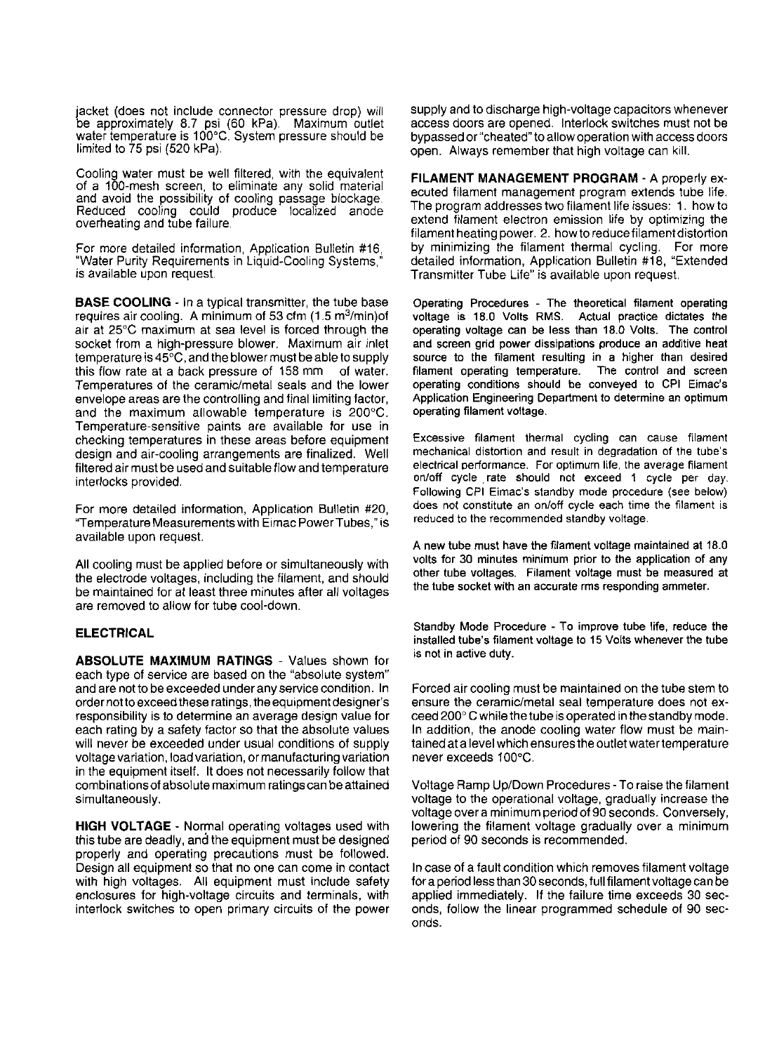jacket (does not include connector pressure drop) will be approximately 8.7 psi (60 kPa). Maximum outlet water temperature is 100°C. System pressure should be limited to 75 psi (520 kPa).

Cooling water must be well filtered, with the equivalent of a 100-mesh screen, to eliminate any solid material and avoid the possibility of cooling passage blockage. Reduced cooling could produce localized anode overheating and tube failure.

For more detailed information, Application Bulletin #16, "Water Purity Requirements in Liquid-Cooling Systems," is available upon request.

**BASE COOLING** - In a typical transmitter, the tube base requires air cooling. A minimum of 53 cfm (1.5 $m^3$/min)of air at 25°C maximum at sea level is forced through the socket from a high-pressure blower. Maximum air inlet temperature is 45°C, and the blower must be able to supply this flow rate at a back pressure of 158 mm of water. Temperatures of the ceramic/metal seals and the lower envelope areas are the controlling and final limiting factor, and the maximum allowable temperature is 200°C. Temperature-sensitive paints are available for use in checking temperatures in these areas before equipment design and air-cooling arrangements are finalized. Well filtered air must be used and suitable flow and temperature interlocks provided.

For more detailed information, Application Bulletin #20, "Temperature Measurements with Eimac Power Tubes," is available upon request.

All cooling must be applied before or simultaneously with the electrode voltages, including the filament, and should be maintained for at least three minutes after all voltages are removed to allow for tube cool-down.

## ELECTRICAL

**ABSOLUTE MAXIMUM RATINGS** - Values shown for each type of service are based on the "absolute system" and are not to be exceeded under any service condition. In order not to exceed these ratings, the equipment designer's responsibility is to determine an average design value for each rating by a safety factor so that the absolute values will never be exceeded under usual conditions of supply voltage variation, load variation, or manufacturing variation in the equipment itself. It does not necessarily follow that combinations of absolute maximum ratings can be attained simultaneously.

**HIGH VOLTAGE** - Normal operating voltages used with this tube are deadly, and the equipment must be designed properly and operating precautions must be followed. Design all equipment so that no one can come in contact with high voltages. All equipment must include safety enclosures for high-voltage circuits and terminals, with interlock switches to open primary circuits of the power supply and to discharge high-voltage capacitors whenever access doors are opened. Interlock switches must not be bypassed or "cheated" to allow operation with access doors open. Always remember that high voltage can kill.

**FILAMENT MANAGEMENT PROGRAM** - A properly executed filament management program extends tube life. The program addresses two filament life issues: 1. how to extend filament electron emission life by optimizing the filament heating power. 2. how to reduce filament distortion by minimizing the filament thermal cycling. For more detailed information, Application Bulletin #18, "Extended Transmitter Tube Life" is available upon request.

Operating Procedures - The theoretical filament operating voltage is 18.0 Volts RMS. Actual practice dictates the operating voltage can be less than 18.0 Volts. The control and screen grid power dissipations produce an additive heat source to the filament resulting in a higher than desired filament operating temperature. The control and screen operating conditions should be conveyed to CPI Eimac's Application Engineering Department to determine an optimum operating filament voltage.

Excessive filament thermal cycling can cause filament mechanical distortion and result in degradation of the tube's electrical performance. For optimum life, the average filament on/off cycle rate should not exceed 1 cycle per day. Following CPI Eimac's standby mode procedure (see below) does not constitute an on/off cycle each time the filament is reduced to the recommended standby voltage.

A new tube must have the filament voltage maintained at 18.0 volts for 30 minutes minimum prior to the application of any other tube voltages. Filament voltage must be measured at the tube socket with an accurate rms responding ammeter.

Standby Mode Procedure - To improve tube life, reduce the installed tube's filament voltage to 15 Volts whenever the tube is not in active duty.

Forced air cooling must be maintained on the tube stem to ensure the ceramic/metal seal temperature does not exceed 200° C while the tube is operated in the standby mode. In addition, the anode cooling water flow must be maintained at a level which ensures the outlet water temperature never exceeds 100°C.

Voltage Ramp Up/Down Procedures - To raise the filament voltage to the operational voltage, gradually increase the voltage over a minimum period of 90 seconds. Conversely, lowering the filament voltage gradually over a minimum period of 90 seconds is recommended.

In case of a fault condition which removes filament voltage for a period less than 30 seconds, full filament voltage can be applied immediately. If the failure time exceeds 30 seconds, follow the linear programmed schedule of 90 seconds.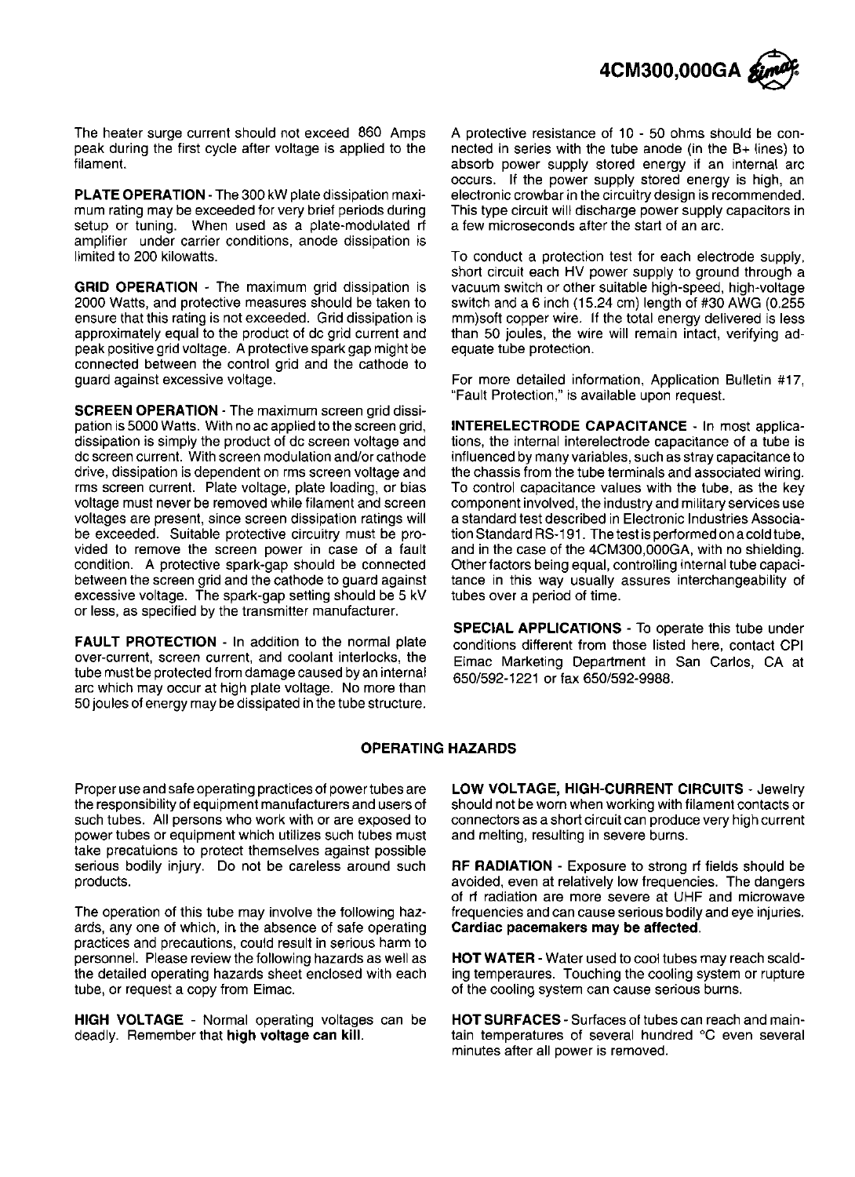The heater surge current should not exceed 860 Amps peak during the first cycle after voltage is applied to the filament.

**PLATE OPERATION** - The 300 kW plate dissipation maximum rating may be exceeded for very brief periods during setup or tuning. When used as a plate-modulated rf amplifier under carrier conditions, anode dissipation is limited to 200 kilowatts.

**GRID OPERATION** - The maximum grid dissipation is 2000 Watts, and protective measures should be taken to ensure that this rating is not exceeded. Grid dissipation is approximately equal to the product of dc grid current and peak positive grid voltage. A protective spark gap might be connected between the control grid and the cathode to guard against excessive voltage.

**SCREEN OPERATION** - The maximum screen grid dissipation is 5000 Watts. With no ac applied to the screen grid, dissipation is simply the product of dc screen voltage and dc screen current. With screen modulation and/or cathode drive, dissipation is dependent on rms screen voltage and rms screen current. Plate voltage, plate loading, or bias voltage must never be removed while filament and screen voltages are present, since screen dissipation ratings will be exceeded. Suitable protective circuitry must be provided to remove the screen power in case of a fault condition. A protective spark-gap should be connected between the screen grid and the cathode to guard against excessive voltage. The spark-gap setting should be 5 kV or less, as specified by the transmitter manufacturer.

**FAULT PROTECTION** - In addition to the normal plate over-current, screen current, and coolant interlocks, the tube must be protected from damage caused by an internal arc which may occur at high plate voltage. No more than 50 joules of energy may be dissipated in the tube structure. A protective resistance of 10 - 50 ohms should be connected in series with the tube anode (in the B+ lines) to absorb power supply stored energy if an internal arc occurs. If the power supply stored energy is high, an electronic crowbar in the circuitry design is recommended. This type circuit will discharge power supply capacitors in a few microseconds after the start of an arc.

To conduct a protection test for each electrode supply, short circuit each HV power supply to ground through a vacuum switch or other suitable high-speed, high-voltage switch and a 6 inch (15.24 cm) length of #30 AWG (0.255 mm)soft copper wire. If the total energy delivered is less than 50 joules, the wire will remain intact, verifying adequate tube protection.

For more detailed information, Application Bulletin #17, "Fault Protection," is available upon request.

**INTERELECTRODE CAPACITANCE** - In most applications, the internal interelectrode capacitance of a tube is influenced by many variables, such as stray capacitance to the chassis from the tube terminals and associated wiring. To control capacitance values with the tube, as the key component involved, the industry and military services use a standard test described in Electronic Industries Association Standard RS-191. The test is performed on a cold tube, and in the case of the 4CM300,000GA, with no shielding. Other factors being equal, controlling internal tube capacitance in this way usually assures interchangeability of tubes over a period of time.

**SPECIAL APPLICATIONS** - To operate this tube under conditions different from those listed here, contact CPI Eimac Marketing Department in San Carlos, CA at 650/592-1221 or fax 650/592-9988.

## OPERATING HAZARDS

Proper use and safe operating practices of power tubes are the responsibility of equipment manufacturers and users of such tubes. All persons who work with or are exposed to power tubes or equipment which utilizes such tubes must take precatuions to protect themselves against possible serious bodily injury. Do not be careless around such products.

The operation of this tube may involve the following hazards, any one of which, in the absence of safe operating practices and precautions, could result in serious harm to personnel. Please review the following hazards as well as the detailed operating hazards sheet enclosed with each tube, or request a copy from Eimac.

**HIGH VOLTAGE** - Normal operating voltages can be deadly. Remember that **high voltage can kill**.

**LOW VOLTAGE, HIGH-CURRENT CIRCUITS** - Jewelry should not be worn when working with filament contacts or connectors as a short circuit can produce very high current and melting, resulting in severe burns.

**RF RADIATION** - Exposure to strong rf fields should be avoided, even at relatively low frequencies. The dangers of rf radiation are more severe at UHF and microwave frequencies and can cause serious bodily and eye injuries. **Cardiac pacemakers may be affected**.

**HOT WATER** - Water used to cool tubes may reach scalding temperaures. Touching the cooling system or rupture of the cooling system can cause serious burns.

**HOT SURFACES** - Surfaces of tubes can reach and maintain temperatures of several hundred °C even several minutes after all power is removed.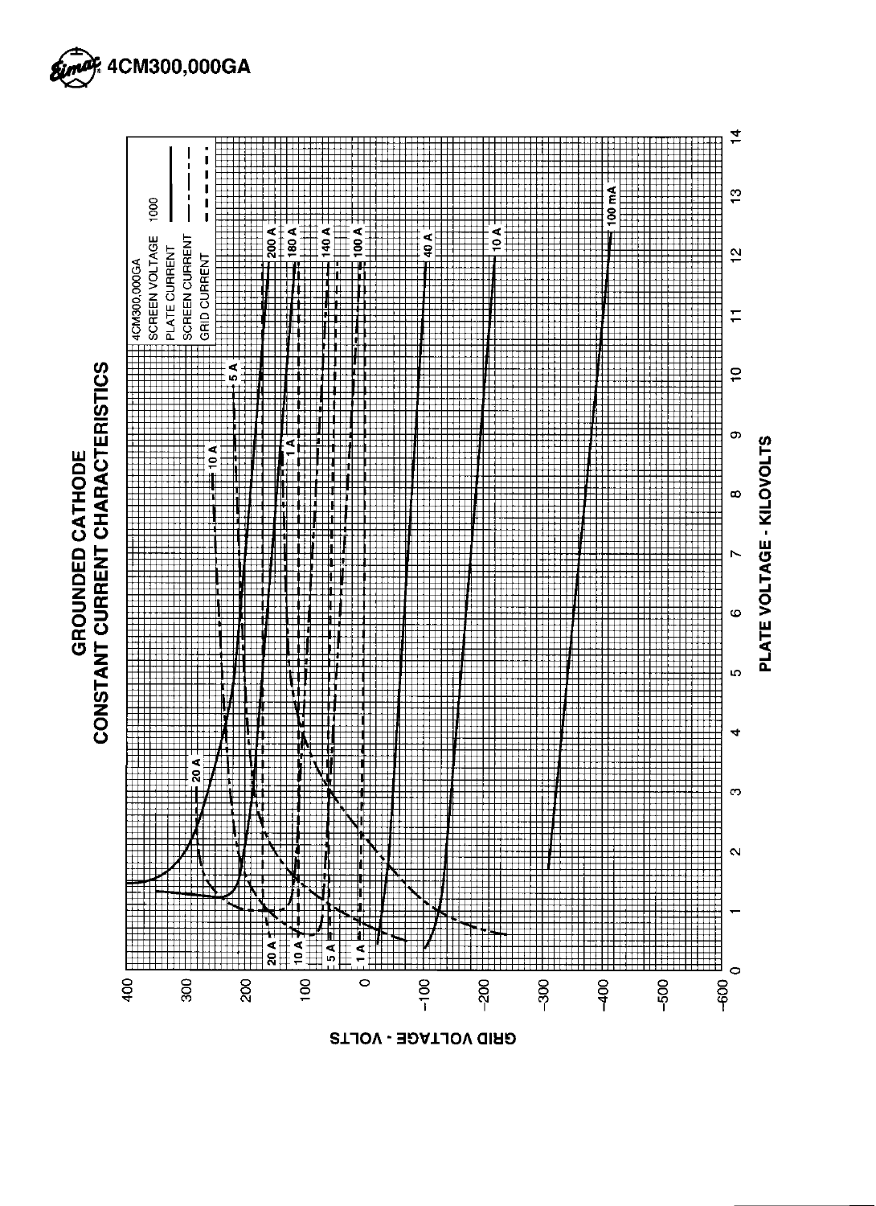4CM300,000GA

# GROUNDED CATHODE
## CONSTANT CURRENT CHARACTERISTICS

4CM300,000GA
SCREEN VOLTAGE 1000
PLATE CURRENT
SCREEN CURRENT
GRID CURRENT

200 A
180 A
140 A
100 A
40 A
10 A
100 mA
20 A
10 A
5 A
1 A
20 A
10 A
5 A
1 A

GRID VOLTAGE - VOLTS

400, 300, 200, 100, 0, −100, −200, −300, −400, −500, −600

PLATE VOLTAGE - KILOVOLTS

0, 1, 2, 3, 4, 5, 6, 7, 8, 9, 10, 11, 12, 13, 14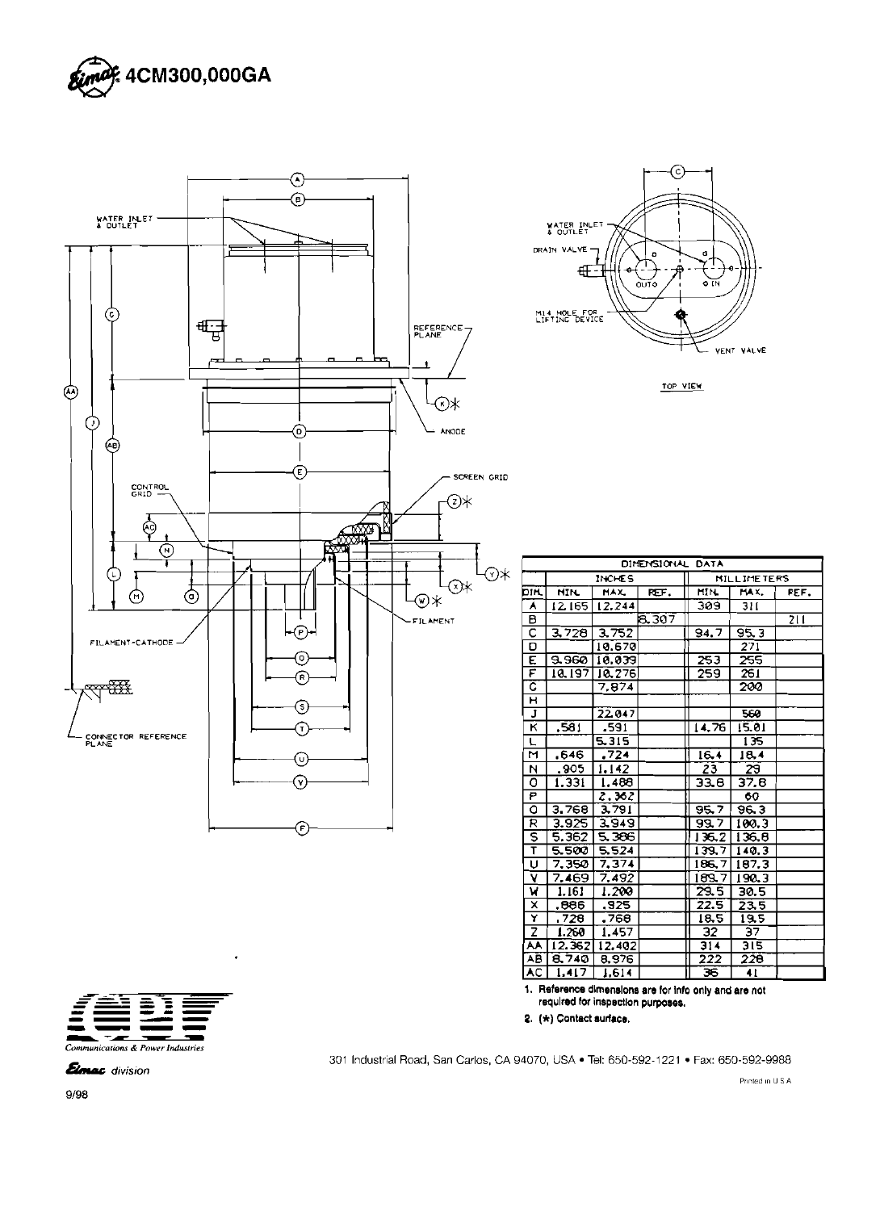# 4CM300,000GA

WATER INLET & OUTLET

REFERENCE PLANE

ANODE

CONTROL GRID

SCREEN GRID

FILAMENT-CATHODE

FILAMENT

CONNECTOR REFERENCE PLANE

WATER INLET & OUTLET

DRAIN VALVE

OUT

IN

M14 HOLE FOR LIFTING DEVICE

VENT VALVE

TOP VIEW

| DIMENSIONAL DATA | | | | | | |
|---|---|---|---|---|---|---|
| | INCHES | | | MILLIMETERS | | |
| DIM. | MIN. | MAX. | REF. | MIN. | MAX. | REF. |
| A | 12.165 | 12.244 | | 309 | 311 | |
| B | | | 8.307 | | | 211 |
| C | 3.728 | 3.752 | | 94.7 | 95.3 | |
| D | | 10.670 | | | 271 | |
| E | 9.960 | 10.039 | | 253 | 255 | |
| F | 10.197 | 10.276 | | 259 | 261 | |
| G | | 7.874 | | | 200 | |
| H | | | | | | |
| J | | 22.047 | | | 560 | |
| K | .581 | .591 | | 14.76 | 15.01 | |
| L | | 5.315 | | | 135 | |
| M | .646 | .724 | | 16.4 | 18.4 | |
| N | .905 | 1.142 | | 23 | 29 | |
| O | 1.331 | 1.488 | | 33.8 | 37.8 | |
| P | | 2.362 | | | 60 | |
| Q | 3.768 | 3.791 | | 95.7 | 96.3 | |
| R | 3.925 | 3.949 | | 99.7 | 100.3 | |
| S | 5.362 | 5.386 | | 136.2 | 136.8 | |
| T | 5.500 | 5.524 | | 139.7 | 140.3 | |
| U | 7.350 | 7.374 | | 186.7 | 187.3 | |
| V | 7.469 | 7.492 | | 189.7 | 190.3 | |
| W | 1.161 | 1.200 | | 29.5 | 30.5 | |
| X | .886 | .925 | | 22.5 | 23.5 | |
| Y | .728 | .768 | | 18.5 | 19.5 | |
| Z | 1.260 | 1.457 | | 32 | 37 | |
| AA | 12.362 | 12.402 | | 314 | 315 | |
| AB | 8.740 | 8.976 | | 222 | 228 | |
| AC | 1.417 | 1.614 | | 36 | 41 | |

1. **Reference dimensions are for info only and are not required for inspection purposes.**
2. **(*) Contact surface.**

CPI Communications & Power Industries

Eimac division

301 Industrial Road, San Carlos, CA 94070, USA • Tel: 650-592-1221 • Fax: 650-592-9988

Printed in U.S.A.

9/98